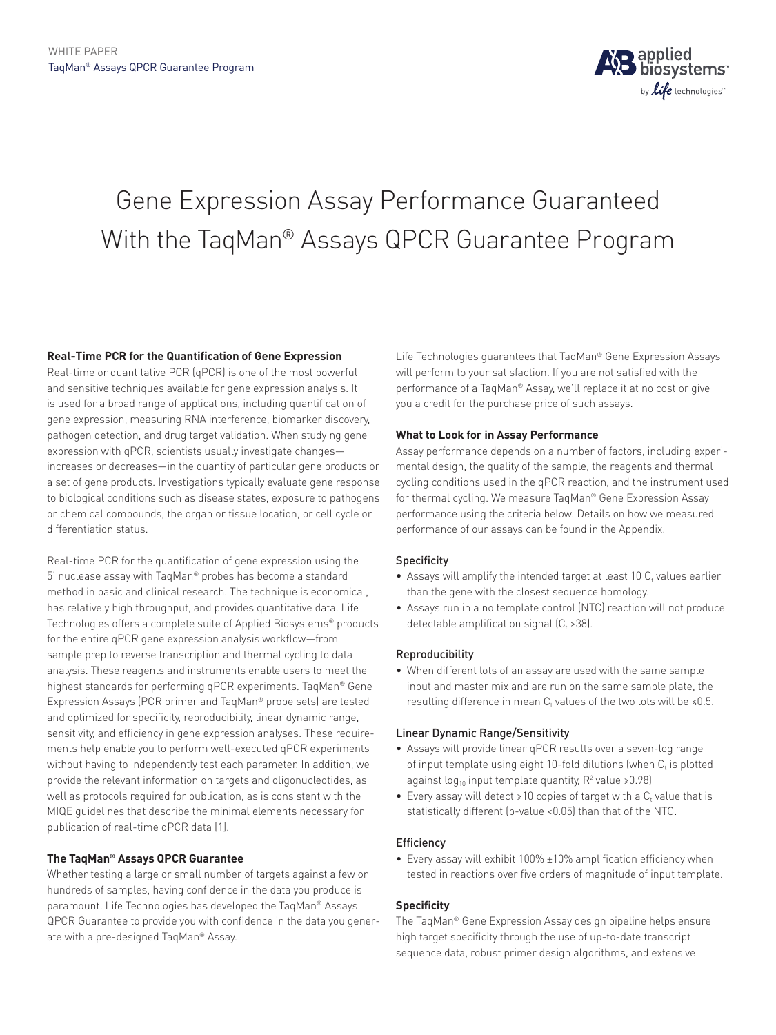WHITE PAPER
TaqMan® Assays QPCR Guarantee Program

# Gene Expression Assay Performance Guaranteed With the TaqMan® Assays QPCR Guarantee Program

## Real-Time PCR for the Quantification of Gene Expression

Real-time or quantitative PCR (qPCR) is one of the most powerful and sensitive techniques available for gene expression analysis. It is used for a broad range of applications, including quantification of gene expression, measuring RNA interference, biomarker discovery, pathogen detection, and drug target validation. When studying gene expression with qPCR, scientists usually investigate changes—increases or decreases—in the quantity of particular gene products or a set of gene products. Investigations typically evaluate gene response to biological conditions such as disease states, exposure to pathogens or chemical compounds, the organ or tissue location, or cell cycle or differentiation status.

Real-time PCR for the quantification of gene expression using the 5′ nuclease assay with TaqMan® probes has become a standard method in basic and clinical research. The technique is economical, has relatively high throughput, and provides quantitative data. Life Technologies offers a complete suite of Applied Biosystems® products for the entire qPCR gene expression analysis workflow—from sample prep to reverse transcription and thermal cycling to data analysis. These reagents and instruments enable users to meet the highest standards for performing qPCR experiments. TaqMan® Gene Expression Assays (PCR primer and TaqMan® probe sets) are tested and optimized for specificity, reproducibility, linear dynamic range, sensitivity, and efficiency in gene expression analyses. These requirements help enable you to perform well-executed qPCR experiments without having to independently test each parameter. In addition, we provide the relevant information on targets and oligonucleotides, as well as protocols required for publication, as is consistent with the MIQE guidelines that describe the minimal elements necessary for publication of real-time qPCR data [1].

## The TaqMan® Assays QPCR Guarantee

Whether testing a large or small number of targets against a few or hundreds of samples, having confidence in the data you produce is paramount. Life Technologies has developed the TaqMan® Assays QPCR Guarantee to provide you with confidence in the data you generate with a pre-designed TaqMan® Assay.

Life Technologies guarantees that TaqMan® Gene Expression Assays will perform to your satisfaction. If you are not satisfied with the performance of a TaqMan® Assay, we'll replace it at no cost or give you a credit for the purchase price of such assays.

## What to Look for in Assay Performance

Assay performance depends on a number of factors, including experimental design, the quality of the sample, the reagents and thermal cycling conditions used in the qPCR reaction, and the instrument used for thermal cycling. We measure TaqMan® Gene Expression Assay performance using the criteria below. Details on how we measured performance of our assays can be found in the Appendix.

### Specificity

- Assays will amplify the intended target at least 10 $C_t$ values earlier than the gene with the closest sequence homology.
- Assays run in a no template control (NTC) reaction will not produce detectable amplification signal ($C_t$ >38).

### Reproducibility

- When different lots of an assay are used with the same sample input and master mix and are run on the same sample plate, the resulting difference in mean $C_t$ values of the two lots will be ≤0.5.

### Linear Dynamic Range/Sensitivity

- Assays will provide linear qPCR results over a seven-log range of input template using eight 10-fold dilutions (when $C_t$ is plotted against $\log_{10}$ input template quantity, $R^2$ value ≥0.98)
- Every assay will detect ≥10 copies of target with a $C_t$ value that is statistically different ($p$-value <0.05) than that of the NTC.

### Efficiency

- Every assay will exhibit 100% ±10% amplification efficiency when tested in reactions over five orders of magnitude of input template.

## Specificity

The TaqMan® Gene Expression Assay design pipeline helps ensure high target specificity through the use of up-to-date transcript sequence data, robust primer design algorithms, and extensive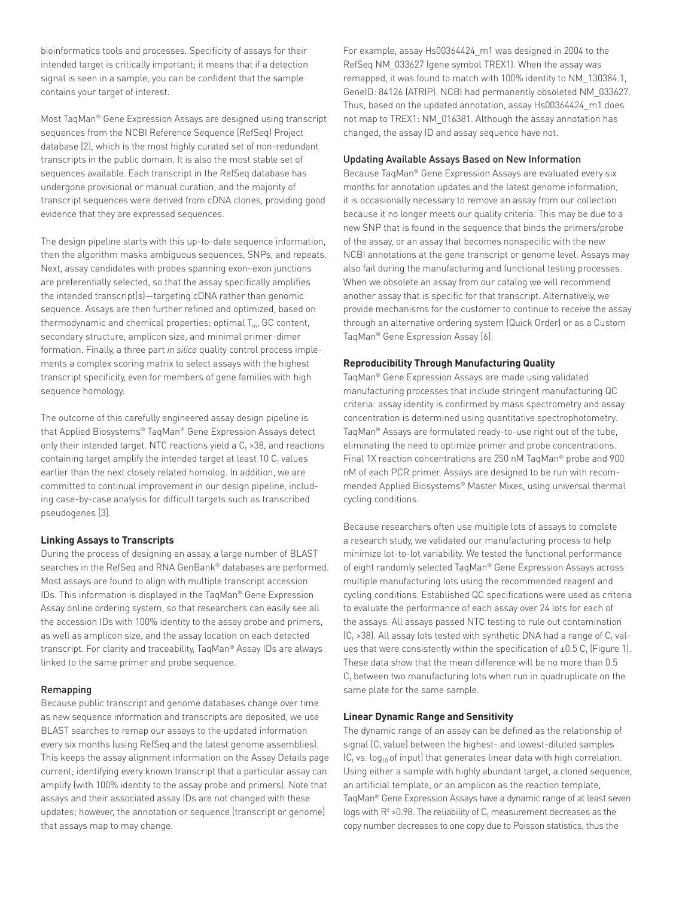bioinformatics tools and processes. Specificity of assays for their intended target is critically important; it means that if a detection signal is seen in a sample, you can be confident that the sample contains your target of interest.

Most TaqMan® Gene Expression Assays are designed using transcript sequences from the NCBI Reference Sequence (RefSeq) Project database [2], which is the most highly curated set of non-redundant transcripts in the public domain. It is also the most stable set of sequences available. Each transcript in the RefSeq database has undergone provisional or manual curation, and the majority of transcript sequences were derived from cDNA clones, providing good evidence that they are expressed sequences.

The design pipeline starts with this up-to-date sequence information, then the algorithm masks ambiguous sequences, SNPs, and repeats. Next, assay candidates with probes spanning exon–exon junctions are preferentially selected, so that the assay specifically amplifies the intended transcript(s)—targeting cDNA rather than genomic sequence. Assays are then further refined and optimized, based on thermodynamic and chemical properties: optimal $T_m$, GC content, secondary structure, amplicon size, and minimal primer-dimer formation. Finally, a three part *in silico* quality control process implements a complex scoring matrix to select assays with the highest transcript specificity, even for members of gene families with high sequence homology.

The outcome of this carefully engineered assay design pipeline is that Applied Biosystems® TaqMan® Gene Expression Assays detect only their intended target. NTC reactions yield a $C_t$ >38, and reactions containing target amplify the intended target at least 10 $C_t$ values earlier than the next closely related homolog. In addition, we are committed to continual improvement in our design pipeline, including case-by-case analysis for difficult targets such as transcribed pseudogenes [3].

**Linking Assays to Transcripts**

During the process of designing an assay, a large number of BLAST searches in the RefSeq and RNA GenBank® databases are performed. Most assays are found to align with multiple transcript accession IDs. This information is displayed in the TaqMan® Gene Expression Assay online ordering system, so that researchers can easily see all the accession IDs with 100% identity to the assay probe and primers, as well as amplicon size, and the assay location on each detected transcript. For clarity and traceability, TaqMan® Assay IDs are always linked to the same primer and probe sequence.

Remapping

Because public transcript and genome databases change over time as new sequence information and transcripts are deposited, we use BLAST searches to remap our assays to the updated information every six months (using RefSeq and the latest genome assemblies). This keeps the assay alignment information on the Assay Details page current; identifying every known transcript that a particular assay can amplify (with 100% identity to the assay probe and primers). Note that assays and their associated assay IDs are not changed with these updates; however, the annotation or sequence (transcript or genome) that assays map to may change.

For example, assay Hs00364424_m1 was designed in 2004 to the RefSeq NM_033627 (gene symbol TREX1). When the assay was remapped, it was found to match with 100% identity to NM_130384.1, GeneID: 84126 (ATRIP). NCBI had permanently obsoleted NM_033627. Thus, based on the updated annotation, assay Hs00364424_m1 does not map to TREX1: NM_016381. Although the assay annotation has changed, the assay ID and assay sequence have not.

Updating Available Assays Based on New Information

Because TaqMan® Gene Expression Assays are evaluated every six months for annotation updates and the latest genome information, it is occasionally necessary to remove an assay from our collection because it no longer meets our quality criteria. This may be due to a new SNP that is found in the sequence that binds the primers/probe of the assay, or an assay that becomes nonspecific with the new NCBI annotations at the gene transcript or genome level. Assays may also fail during the manufacturing and functional testing processes. When we obsolete an assay from our catalog we will recommend another assay that is specific for that transcript. Alternatively, we provide mechanisms for the customer to continue to receive the assay through an alternative ordering system (Quick Order) or as a Custom TaqMan® Gene Expression Assay [6].

**Reproducibility Through Manufacturing Quality**

TaqMan® Gene Expression Assays are made using validated manufacturing processes that include stringent manufacturing QC criteria: assay identity is confirmed by mass spectrometry and assay concentration is determined using quantitative spectrophotometry. TaqMan® Assays are formulated ready-to-use right out of the tube, eliminating the need to optimize primer and probe concentrations. Final 1X reaction concentrations are 250 nM TaqMan® probe and 900 nM of each PCR primer. Assays are designed to be run with recommended Applied Biosystems® Master Mixes, using universal thermal cycling conditions.

Because researchers often use multiple lots of assays to complete a research study, we validated our manufacturing process to help minimize lot-to-lot variability. We tested the functional performance of eight randomly selected TaqMan® Gene Expression Assays across multiple manufacturing lots using the recommended reagent and cycling conditions. Established QC specifications were used as criteria to evaluate the performance of each assay over 24 lots for each of the assays. All assays passed NTC testing to rule out contamination ($C_t$ >38). All assay lots tested with synthetic DNA had a range of $C_t$ values that were consistently within the specification of ±0.5 $C_t$ (Figure 1). These data show that the mean difference will be no more than 0.5 $C_t$ between two manufacturing lots when run in quadruplicate on the same plate for the same sample.

**Linear Dynamic Range and Sensitivity**

The dynamic range of an assay can be defined as the relationship of signal ($C_t$ value) between the highest- and lowest-diluted samples ($C_t$ vs. $\log_{10}$ of input) that generates linear data with high correlation. Using either a sample with highly abundant target, a cloned sequence, an artificial template, or an amplicon as the reaction template, TaqMan® Gene Expression Assays have a dynamic range of at least seven logs with $R^2$ >0.98. The reliability of $C_t$ measurement decreases as the copy number decreases to one copy due to Poisson statistics, thus the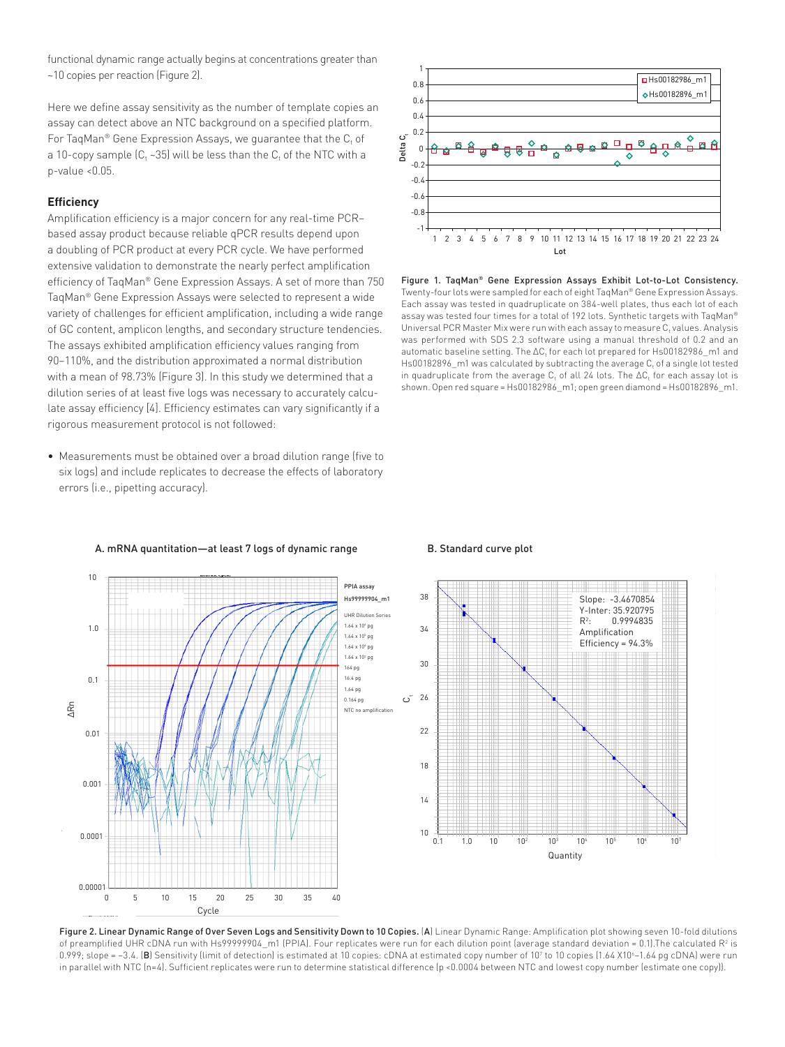functional dynamic range actually begins at concentrations greater than ~10 copies per reaction (Figure 2).

Here we define assay sensitivity as the number of template copies an assay can detect above an NTC background on a specified platform. For TaqMan® Gene Expression Assays, we guarantee that the $C_t$ of a 10-copy sample ($C_t$ ~35) will be less than the $C_t$ of the NTC with a p-value <0.05.

### Efficiency

Amplification efficiency is a major concern for any real-time PCR–based assay product because reliable qPCR results depend upon a doubling of PCR product at every PCR cycle. We have performed extensive validation to demonstrate the nearly perfect amplification efficiency of TaqMan® Gene Expression Assays. A set of more than 750 TaqMan® Gene Expression Assays were selected to represent a wide variety of challenges for efficient amplification, including a wide range of GC content, amplicon lengths, and secondary structure tendencies. The assays exhibited amplification efficiency values ranging from 90–110%, and the distribution approximated a normal distribution with a mean of 98.73% (Figure 3). In this study we determined that a dilution series of at least five logs was necessary to accurately calculate assay efficiency [4]. Efficiency estimates can vary significantly if a rigorous measurement protocol is not followed:

- Measurements must be obtained over a broad dilution range (five to six logs) and include replicates to decrease the effects of laboratory errors (i.e., pipetting accuracy).

**Figure 1. TaqMan® Gene Expression Assays Exhibit Lot-to-Lot Consistency.** Twenty-four lots were sampled for each of eight TaqMan® Gene Expression Assays. Each assay was tested in quadruplicate on 384-well plates, thus each lot of each assay was tested four times for a total of 192 lots. Synthetic targets with TaqMan® Universal PCR Master Mix were run with each assay to measure $C_t$ values. Analysis was performed with SDS 2.3 software using a manual threshold of 0.2 and an automatic baseline setting. The $\Delta C_t$ for each lot prepared for Hs00182986_m1 and Hs00182896_m1 was calculated by subtracting the average $C_t$ of a single lot tested in quadruplicate from the average $C_t$ of all 24 lots. The $\Delta C_t$ for each assay lot is shown. Open red square = Hs00182986_m1; open green diamond = Hs00182896_m1.

**Figure 2. Linear Dynamic Range of Over Seven Logs and Sensitivity Down to 10 Copies.** (**A**) Linear Dynamic Range: Amplification plot showing seven 10-fold dilutions of preamplified UHR cDNA run with Hs99999904_m1 (PPIA). Four replicates were run for each dilution point (average standard deviation = 0.1).The calculated $R^2$ is 0.999; slope = −3.4. (**B**) Sensitivity (limit of detection) is estimated at 10 copies: cDNA at estimated copy number of $10^7$ to 10 copies (1.64 X$10^6$–1.64 pg cDNA) were run in parallel with NTC (n=4). Sufficient replicates were run to determine statistical difference (p <0.0004 between NTC and lowest copy number (estimate one copy)).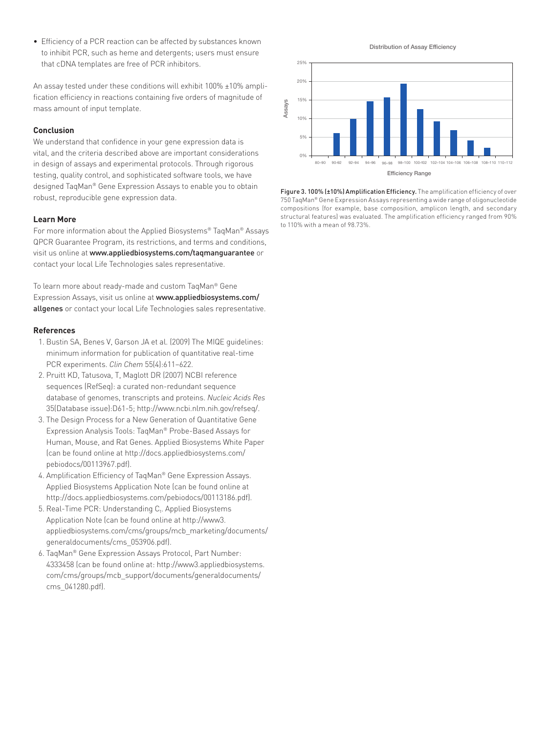- Efficiency of a PCR reaction can be affected by substances known to inhibit PCR, such as heme and detergents; users must ensure that cDNA templates are free of PCR inhibitors.

An assay tested under these conditions will exhibit 100% ±10% amplification efficiency in reactions containing five orders of magnitude of mass amount of input template.

### Conclusion

We understand that confidence in your gene expression data is vital, and the criteria described above are important considerations in design of assays and experimental protocols. Through rigorous testing, quality control, and sophisticated software tools, we have designed TaqMan® Gene Expression Assays to enable you to obtain robust, reproducible gene expression data.

### Learn More

For more information about the Applied Biosystems® TaqMan® Assays QPCR Guarantee Program, its restrictions, and terms and conditions, visit us online at **www.appliedbiosystems.com/taqmanguarantee** or contact your local Life Technologies sales representative.

To learn more about ready-made and custom TaqMan® Gene Expression Assays, visit us online at **www.appliedbiosystems.com/allgenes** or contact your local Life Technologies sales representative.

### References

1. Bustin SA, Benes V, Garson JA et al. (2009) The MIQE guidelines: minimum information for publication of quantitative real-time PCR experiments. *Clin Chem* 55(4):611–622.
2. Pruitt KD, Tatusova, T, Maglott DR (2007) NCBI reference sequences (RefSeq): a curated non-redundant sequence database of genomes, transcripts and proteins. *Nucleic Acids Res* 35(Database issue):D61-5; http://www.ncbi.nlm.nih.gov/refseq/.
3. The Design Process for a New Generation of Quantitative Gene Expression Analysis Tools: TaqMan® Probe-Based Assays for Human, Mouse, and Rat Genes. Applied Biosystems White Paper (can be found online at http://docs.appliedbiosystems.com/pebiodocs/00113967.pdf).
4. Amplification Efficiency of TaqMan® Gene Expression Assays. Applied Biosystems Application Note (can be found online at http://docs.appliedbiosystems.com/pebiodocs/00113186.pdf).
5. Real-Time PCR: Understanding $C_t$. Applied Biosystems Application Note (can be found online at http://www3.appliedbiosystems.com/cms/groups/mcb_marketing/documents/generaldocuments/cms_053906.pdf).
6. TaqMan® Gene Expression Assays Protocol, Part Number: 4333458 (can be found online at: http://www3.appliedbiosystems.com/cms/groups/mcb_support/documents/generaldocuments/cms_041280.pdf).

Distribution of Assay Efficiency

| Efficiency Range | Assays (approx.) |
|---|---|
| 80–90 | 0% |
| 90–92 | 6% |
| 92–94 | 10% |
| 94–96 | 14.7% |
| 96–98 | 15.7% |
| 98–100 | 19.3% |
| 100–102 | 12.5% |
| 102–104 | 9.2% |
| 104–106 | 6.8% |
| 106–108 | 4% |
| 108–110 | 2% |
| 110–112 | 0% |

**Figure 3. 100% (±10%) Amplification Efficiency.** The amplification efficiency of over 750 TaqMan® Gene Expression Assays representing a wide range of oligonucleotide compositions (for example, base composition, amplicon length, and secondary structural features) was evaluated. The amplification efficiency ranged from 90% to 110% with a mean of 98.73%.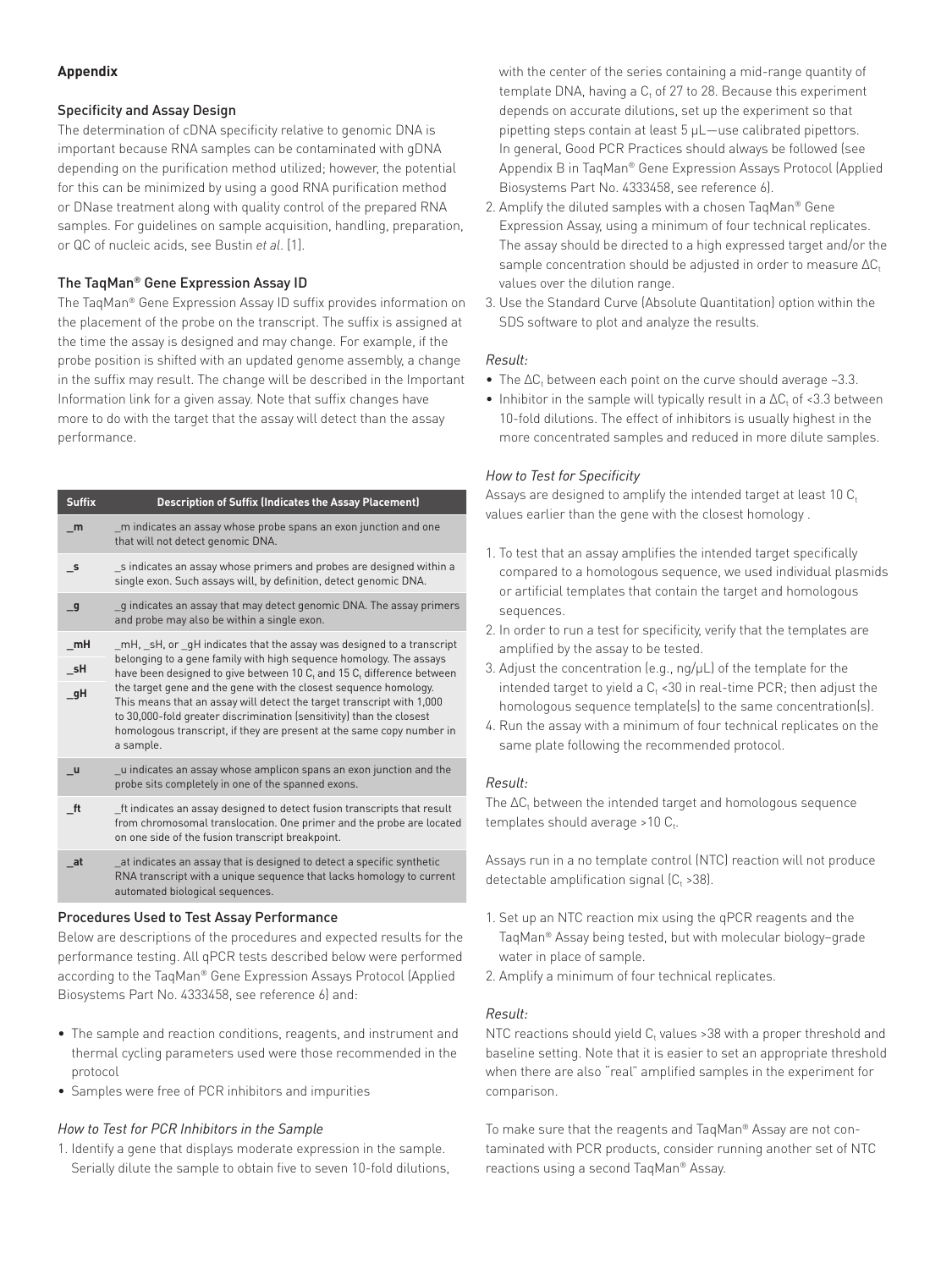## Appendix

### Specificity and Assay Design

The determination of cDNA specificity relative to genomic DNA is important because RNA samples can be contaminated with gDNA depending on the purification method utilized; however, the potential for this can be minimized by using a good RNA purification method or DNase treatment along with quality control of the prepared RNA samples. For guidelines on sample acquisition, handling, preparation, or QC of nucleic acids, see Bustin *et al*. [1].

### The TaqMan® Gene Expression Assay ID

The TaqMan® Gene Expression Assay ID suffix provides information on the placement of the probe on the transcript. The suffix is assigned at the time the assay is designed and may change. For example, if the probe position is shifted with an updated genome assembly, a change in the suffix may result. The change will be described in the Important Information link for a given assay. Note that suffix changes have more to do with the target that the assay will detect than the assay performance.

| Suffix | Description of Suffix (Indicates the Assay Placement) |
|---|---|
| _m | _m indicates an assay whose probe spans an exon junction and one that will not detect genomic DNA. |
| _s | _s indicates an assay whose primers and probes are designed within a single exon. Such assays will, by definition, detect genomic DNA. |
| _g | _g indicates an assay that may detect genomic DNA. The assay primers and probe may also be within a single exon. |
| _mH<br>_sH<br>_gH | _mH, _sH, or _gH indicates that the assay was designed to a transcript belonging to a gene family with high sequence homology. The assays have been designed to give between 10 $C_t$ and 15 $C_t$ difference between the target gene and the gene with the closest sequence homology. This means that an assay will detect the target transcript with 1,000 to 30,000-fold greater discrimination (sensitivity) than the closest homologous transcript, if they are present at the same copy number in a sample. |
| _u | _u indicates an assay whose amplicon spans an exon junction and the probe sits completely in one of the spanned exons. |
| _ft | _ft indicates an assay designed to detect fusion transcripts that result from chromosomal translocation. One primer and the probe are located on one side of the fusion transcript breakpoint. |
| _at | _at indicates an assay that is designed to detect a specific synthetic RNA transcript with a unique sequence that lacks homology to current automated biological sequences. |

### Procedures Used to Test Assay Performance

Below are descriptions of the procedures and expected results for the performance testing. All qPCR tests described below were performed according to the TaqMan® Gene Expression Assays Protocol (Applied Biosystems Part No. 4333458, see reference 6) and:

- The sample and reaction conditions, reagents, and instrument and thermal cycling parameters used were those recommended in the protocol
- Samples were free of PCR inhibitors and impurities

#### *How to Test for PCR Inhibitors in the Sample*

1. Identify a gene that displays moderate expression in the sample. Serially dilute the sample to obtain five to seven 10-fold dilutions, with the center of the series containing a mid-range quantity of template DNA, having a $C_t$ of 27 to 28. Because this experiment depends on accurate dilutions, set up the experiment so that pipetting steps contain at least 5 µL—use calibrated pipettors. In general, Good PCR Practices should always be followed (see Appendix B in TaqMan® Gene Expression Assays Protocol (Applied Biosystems Part No. 4333458, see reference 6).
2. Amplify the diluted samples with a chosen TaqMan® Gene Expression Assay, using a minimum of four technical replicates. The assay should be directed to a high expressed target and/or the sample concentration should be adjusted in order to measure $\Delta C_t$ values over the dilution range.
3. Use the Standard Curve (Absolute Quantitation) option within the SDS software to plot and analyze the results.

*Result:*

- The $\Delta C_t$ between each point on the curve should average ~3.3.
- Inhibitor in the sample will typically result in a $\Delta C_t$ of <3.3 between 10-fold dilutions. The effect of inhibitors is usually highest in the more concentrated samples and reduced in more dilute samples.

#### *How to Test for Specificity*

Assays are designed to amplify the intended target at least 10 $C_t$ values earlier than the gene with the closest homology .

1. To test that an assay amplifies the intended target specifically compared to a homologous sequence, we used individual plasmids or artificial templates that contain the target and homologous sequences.
2. In order to run a test for specificity, verify that the templates are amplified by the assay to be tested.
3. Adjust the concentration (e.g., ng/µL) of the template for the intended target to yield a $C_t$ <30 in real-time PCR; then adjust the homologous sequence template(s) to the same concentration(s).
4. Run the assay with a minimum of four technical replicates on the same plate following the recommended protocol.

*Result:*

The $\Delta C_t$ between the intended target and homologous sequence templates should average >10 $C_t$.

Assays run in a no template control (NTC) reaction will not produce detectable amplification signal ($C_t$ >38).

1. Set up an NTC reaction mix using the qPCR reagents and the TaqMan® Assay being tested, but with molecular biology–grade water in place of sample.
2. Amplify a minimum of four technical replicates.

*Result:*

NTC reactions should yield $C_t$ values >38 with a proper threshold and baseline setting. Note that it is easier to set an appropriate threshold when there are also "real" amplified samples in the experiment for comparison.

To make sure that the reagents and TaqMan® Assay are not contaminated with PCR products, consider running another set of NTC reactions using a second TaqMan® Assay.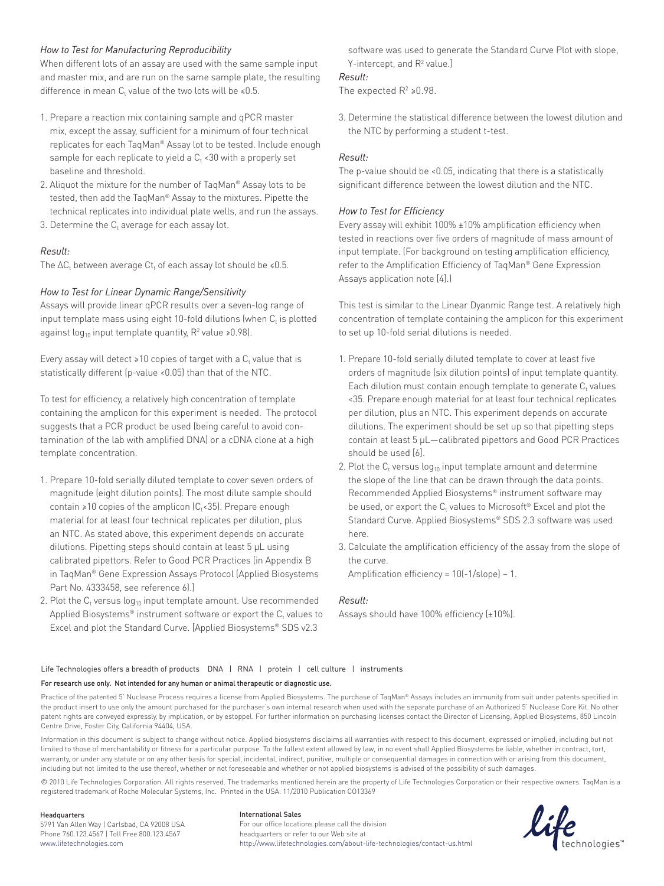*How to Test for Manufacturing Reproducibility*

When different lots of an assay are used with the same sample input and master mix, and are run on the same sample plate, the resulting difference in mean $C_t$ value of the two lots will be ≤0.5.

1. Prepare a reaction mix containing sample and qPCR master mix, except the assay, sufficient for a minimum of four technical replicates for each TaqMan® Assay lot to be tested. Include enough sample for each replicate to yield a $C_t$ <30 with a properly set baseline and threshold.
2. Aliquot the mixture for the number of TaqMan® Assay lots to be tested, then add the TaqMan® Assay to the mixtures. Pipette the technical replicates into individual plate wells, and run the assays.
3. Determine the $C_t$ average for each assay lot.

*Result:*

The $\Delta C_t$ between average $Ct_t$ of each assay lot should be ≤0.5.

*How to Test for Linear Dynamic Range/Sensitivity*

Assays will provide linear qPCR results over a seven-log range of input template mass using eight 10-fold dilutions (when $C_t$ is plotted against $\log_{10}$ input template quantity, $R^2$ value ≥0.98).

Every assay will detect ≥10 copies of target with a $C_t$ value that is statistically different (p-value <0.05) than that of the NTC.

To test for efficiency, a relatively high concentration of template containing the amplicon for this experiment is needed. The protocol suggests that a PCR product be used (being careful to avoid contamination of the lab with amplified DNA) or a cDNA clone at a high template concentration.

1. Prepare 10-fold serially diluted template to cover seven orders of magnitude (eight dilution points). The most dilute sample should contain ≥10 copies of the amplicon ($C_t$<35). Prepare enough material for at least four technical replicates per dilution, plus an NTC. As stated above, this experiment depends on accurate dilutions. Pipetting steps should contain at least 5 µL using calibrated pipettors. Refer to Good PCR Practices [in Appendix B in TaqMan® Gene Expression Assays Protocol (Applied Biosystems Part No. 4333458, see reference 6).]
2. Plot the $C_t$ versus $\log_{10}$ input template amount. Use recommended Applied Biosystems® instrument software or export the $C_t$ values to Excel and plot the Standard Curve. [Applied Biosystems® SDS v2.3 software was used to generate the Standard Curve Plot with slope, Y-intercept, and $R^2$ value.]

*Result:*

The expected $R^2$ ≥0.98.

3. Determine the statistical difference between the lowest dilution and the NTC by performing a student t-test.

*Result:*

The p-value should be <0.05, indicating that there is a statistically significant difference between the lowest dilution and the NTC.

*How to Test for Efficiency*

Every assay will exhibit 100% ±10% amplification efficiency when tested in reactions over five orders of magnitude of mass amount of input template. (For background on testing amplification efficiency, refer to the Amplification Efficiency of TaqMan® Gene Expression Assays application note [4].)

This test is similar to the Linear Dyanmic Range test. A relatively high concentration of template containing the amplicon for this experiment to set up 10-fold serial dilutions is needed.

1. Prepare 10-fold serially diluted template to cover at least five orders of magnitude (six dilution points) of input template quantity. Each dilution must contain enough template to generate $C_t$ values <35. Prepare enough material for at least four technical replicates per dilution, plus an NTC. This experiment depends on accurate dilutions. The experiment should be set up so that pipetting steps contain at least 5 µL—calibrated pipettors and Good PCR Practices should be used [6].
2. Plot the $C_t$ versus $\log_{10}$ input template amount and determine the slope of the line that can be drawn through the data points. Recommended Applied Biosystems® instrument software may be used, or export the $C_t$ values to Microsoft® Excel and plot the Standard Curve. Applied Biosystems® SDS 2.3 software was used here.
3. Calculate the amplification efficiency of the assay from the slope of the curve.

   Amplification efficiency = 10(-1/slope) – 1.

*Result:*

Assays should have 100% efficiency (±10%).

Life Technologies offers a breadth of products DNA | RNA | protein | cell culture | instruments

**For research use only. Not intended for any human or animal therapeutic or diagnostic use.**

Practice of the patented 5' Nuclease Process requires a license from Applied Biosystems. The purchase of TaqMan® Assays includes an immunity from suit under patents specified in the product insert to use only the amount purchased for the purchaser's own internal research when used with the separate purchase of an Authorized 5' Nuclease Core Kit. No other patent rights are conveyed expressly, by implication, or by estoppel. For further information on purchasing licenses contact the Director of Licensing, Applied Biosystems, 850 Lincoln Centre Drive, Foster City, California 94404, USA.

Information in this document is subject to change without notice. Applied biosystems disclaims all warranties with respect to this document, expressed or implied, including but not limited to those of merchantability or fitness for a particular purpose. To the fullest extent allowed by law, in no event shall Applied Biosystems be liable, whether in contract, tort, warranty, or under any statute or on any other basis for special, incidental, indirect, punitive, multiple or consequential damages in connection with or arising from this document, including but not limited to the use thereof, whether or not foreseeable and whether or not applied biosystems is advised of the possibility of such damages.

© 2010 Life Technologies Corporation. All rights reserved. The trademarks mentioned herein are the property of Life Technologies Corporation or their respective owners. TaqMan is a registered trademark of Roche Molecular Systems, Inc. Printed in the USA. 11/2010 Publication CO13369

**Headquarters**
5791 Van Allen Way | Carlsbad, CA 92008 USA
Phone 760.123.4567 | Toll Free 800.123.4567
www.lifetechnologies.com

**International Sales**
For our office locations please call the division headquarters or refer to our Web site at
http://www.lifetechnologies.com/about-life-technologies/contact-us.html

life technologies™